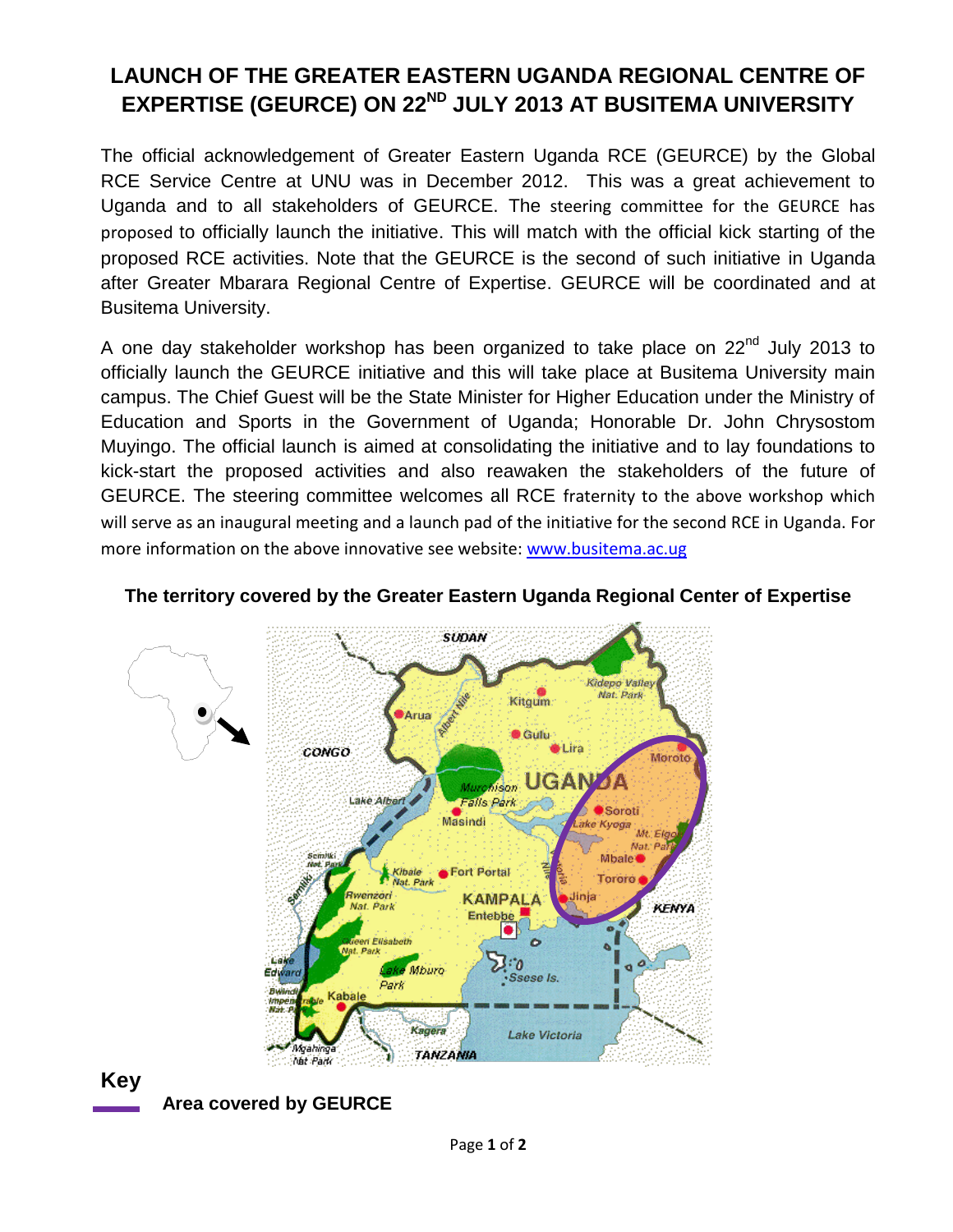# LAUNCH OF THE GREATER EASTERN UGANDA REGIONAL CENTRE OF EXPERTISE (GEURCE) ON 22ND JULY 2013 AT BUSITEMA UNIVERSITY

The official acknowledgement of Greater Eastern Uganda RCE (GEURCE) by the Global RCE Service Centre at UNU was in December 2012. This was a great achievement to Uganda and to all stakeholders of GEURCE. The steering committee for the GEURCE has proposed to officially launch the initiative. This will match with the official kick starting of the proposed RCE activities. Note that the GEURCE is the second of such initiative in Uganda after Greater Mbarara Regional Centre of Expertise. GEURCE will be coordinated and at Busitema University.

A one day stakeholder workshop has been organized to take place on 22nd July 2013 to officially launch the GEURCE initiative and this will take place at Busitema University main campus. The Chief Guest will be the State Minister for Higher Education under the Ministry of Education and Sports in the Government of Uganda; Honorable Dr. John Chrysostom Muyingo. The official launch is aimed at consolidating the initiative and to lay foundations to kick-start the proposed activities and also reawaken the stakeholders of the future of GEURCE. The steering committee welcomes all RCE fraternity to the above workshop which will serve as an inaugural meeting and a launch pad of the initiative for the second RCE in Uganda. For more information on the above innovative see website: [www.busitema.ac.ug](http://www.busitema.ac.ug)

**The territory covered by the Greater Eastern Uganda Regional Center of Expertise**

**Key**

**Area covered by GEURCE**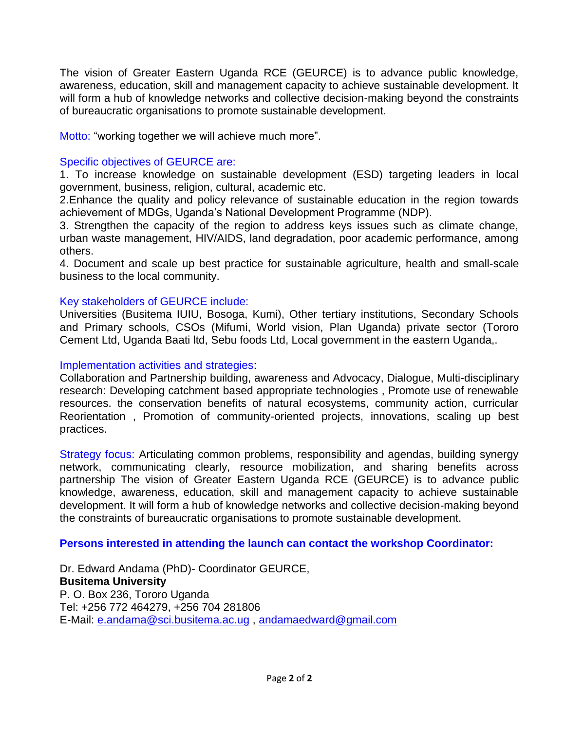The vision of Greater Eastern Uganda RCE (GEURCE) is to advance public knowledge, awareness, education, skill and management capacity to achieve sustainable development. It will form a hub of knowledge networks and collective decision-making beyond the constraints of bureaucratic organisations to promote sustainable development.

Motto: "working together we will achieve much more".

Specific objectives of GEURCE are:

1. To increase knowledge on sustainable development (ESD) targeting leaders in local government, business, religion, cultural, academic etc.
2. Enhance the quality and policy relevance of sustainable education in the region towards achievement of MDGs, Uganda's National Development Programme (NDP).
3. Strengthen the capacity of the region to address keys issues such as climate change, urban waste management, HIV/AIDS, land degradation, poor academic performance, among others.
4. Document and scale up best practice for sustainable agriculture, health and small-scale business to the local community.

Key stakeholders of GEURCE include:

Universities (Busitema IUIU, Bosoga, Kumi), Other tertiary institutions, Secondary Schools and Primary schools, CSOs (Mifumi, World vision, Plan Uganda) private sector (Tororo Cement Ltd, Uganda Baati ltd, Sebu foods Ltd, Local government in the eastern Uganda,.

Implementation activities and strategies:

Collaboration and Partnership building, awareness and Advocacy, Dialogue, Multi-disciplinary research: Developing catchment based appropriate technologies , Promote use of renewable resources. the conservation benefits of natural ecosystems, community action, curricular Reorientation , Promotion of community-oriented projects, innovations, scaling up best practices.

Strategy focus: Articulating common problems, responsibility and agendas, building synergy network, communicating clearly, resource mobilization, and sharing benefits across partnership The vision of Greater Eastern Uganda RCE (GEURCE) is to advance public knowledge, awareness, education, skill and management capacity to achieve sustainable development. It will form a hub of knowledge networks and collective decision-making beyond the constraints of bureaucratic organisations to promote sustainable development.

**Persons interested in attending the launch can contact the workshop Coordinator:**

Dr. Edward Andama (PhD)- Coordinator GEURCE,
**Busitema University**
P. O. Box 236, Tororo Uganda
Tel: +256 772 464279, +256 704 281806
E-Mail: e.andama@sci.busitema.ac.ug , andamaedward@gmail.com